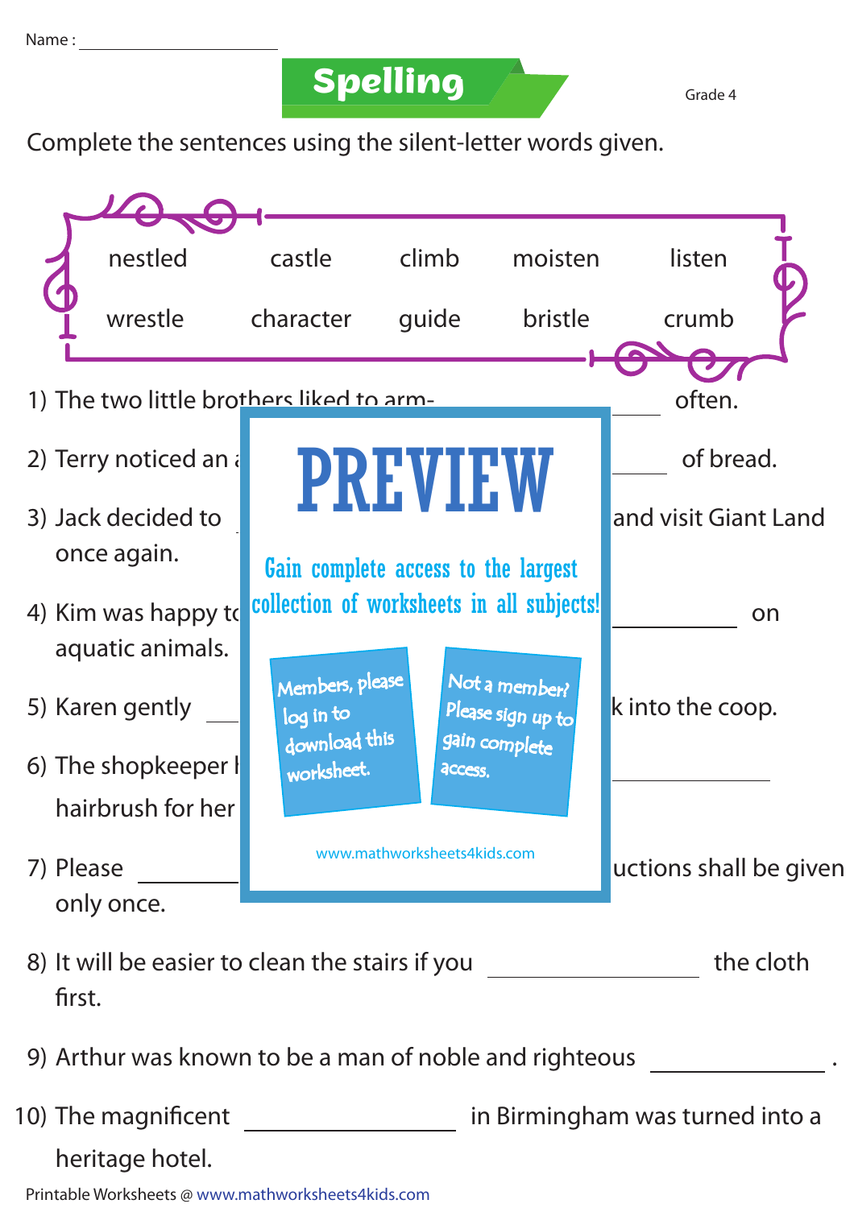Name : ____________________

# Spelling

Grade 4

Complete the sentences using the silent-letter words given.

| nestled | castle | climb | moisten | listen |
|---|---|---|---|---|
| wrestle | character | guide | bristle | crumb |

1) The two little brothers liked to arm- __________ often.

2) Terry noticed an a __________ of bread.

3) Jack decided to __________ and visit Giant Land once again.

4) Kim was happy to __________ on aquatic animals.

5) Karen gently __________ k into the coop.

6) The shopkeeper h __________ hairbrush for her

7) Please __________ uctions shall be given only once.

8) It will be easier to clean the stairs if you __________ the cloth first.

9) Arthur was known to be a man of noble and righteous __________ .

10) The magnificent __________ in Birmingham was turned into a heritage hotel.

PREVIEW

Gain complete access to the largest collection of worksheets in all subjects!

Members, please log in to download this worksheet.

Not a member? Please sign up to gain complete access.

www.mathworksheets4kids.com

Printable Worksheets @ www.mathworksheets4kids.com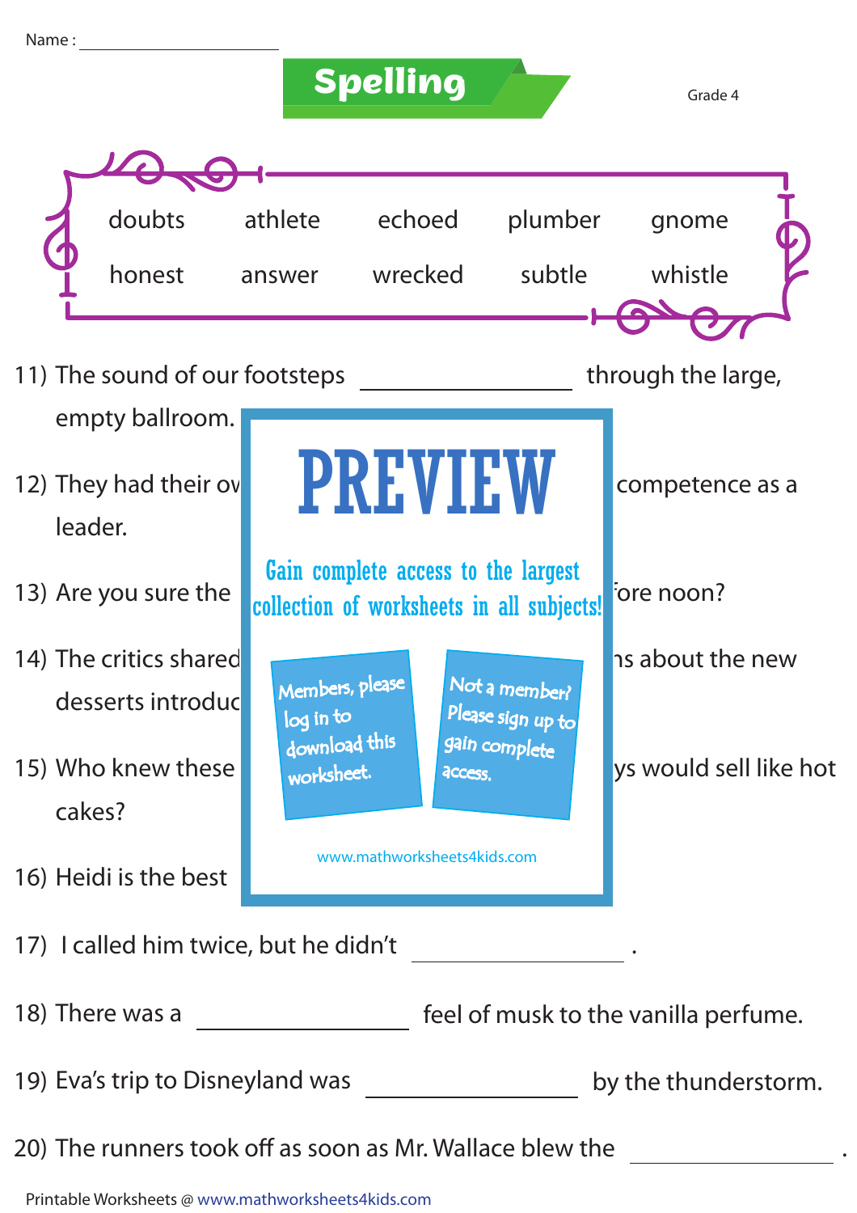Name : ____________________

# Spelling

Grade 4

| doubts | athlete | echoed | plumber | gnome |
|---|---|---|---|---|
| honest | answer | wrecked | subtle | whistle |

11) The sound of our footsteps ______________ through the large, empty ballroom.

12) They had their ov ______________ competence as a leader.

13) Are you sure the ______________ fore noon?

14) The critics shared ______________ ns about the new desserts introduc

15) Who knew these ______________ ys would sell like hot cakes?

16) Heidi is the best

PREVIEW

Gain complete access to the largest collection of worksheets in all subjects!

Members, please log in to download this worksheet.

Not a member? Please sign up to gain complete access.

www.mathworksheets4kids.com

17) I called him twice, but he didn't ______________ .

18) There was a ______________ feel of musk to the vanilla perfume.

19) Eva's trip to Disneyland was ______________ by the thunderstorm.

20) The runners took off as soon as Mr. Wallace blew the ______________ .

Printable Worksheets @ www.mathworksheets4kids.com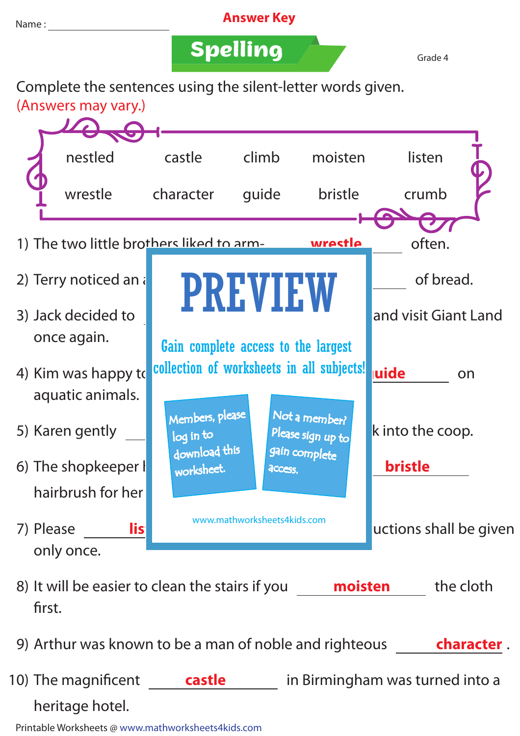Name : ____________________

**Answer Key**

# Spelling

Grade 4

Complete the sentences using the silent-letter words given.
(Answers may vary.)

| nestled | castle | climb | moisten | listen |
|---|---|---|---|---|
| wrestle | character | guide | bristle | crumb |

1) The two little brothers liked to arm- **wrestle** often.

2) Terry noticed an a... of bread.

3) Jack decided to ... and visit Giant Land once again.

4) Kim was happy to ... **guide** on aquatic animals.

5) Karen gently ... k into the coop.

6) The shopkeeper ... **bristle** hairbrush for her ...

7) Please **lis**... uctions shall be given only once.

PREVIEW

Gain complete access to the largest collection of worksheets in all subjects!

Members, please log in to download this worksheet.

Not a member? Please sign up to gain complete access.

www.mathworksheets4kids.com

8) It will be easier to clean the stairs if you **moisten** the cloth first.

9) Arthur was known to be a man of noble and righteous **character**.

10) The magnificent **castle** in Birmingham was turned into a heritage hotel.

Printable Worksheets @ www.mathworksheets4kids.com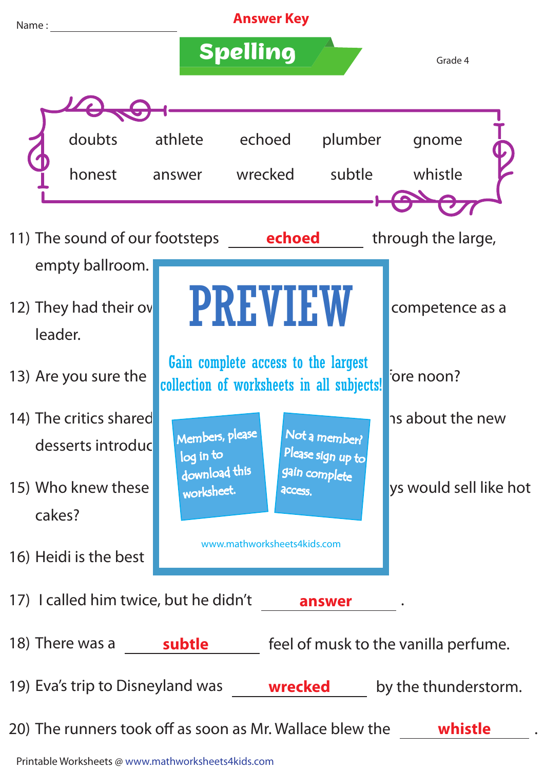Name : ____________________

**Answer Key**

# Spelling

Grade 4

| | | | | |
|---|---|---|---|---|
| doubts | athlete | echoed | plumber | gnome |
| honest | answer | wrecked | subtle | whistle |

11) The sound of our footsteps **echoed** through the large, empty ballroom.

12) They had their ov competence as a leader.

13) Are you sure the fore noon?

14) The critics shared ns about the new desserts introduc

15) Who knew these ys would sell like hot cakes?

16) Heidi is the best

# PREVIEW

Gain complete access to the largest collection of worksheets in all subjects!

Members, please log in to download this worksheet.

Not a member? Please sign up to gain complete access.

www.mathworksheets4kids.com

17) I called him twice, but he didn't **answer** .

18) There was a **subtle** feel of musk to the vanilla perfume.

19) Eva's trip to Disneyland was **wrecked** by the thunderstorm.

20) The runners took off as soon as Mr. Wallace blew the **whistle** .

Printable Worksheets @ www.mathworksheets4kids.com